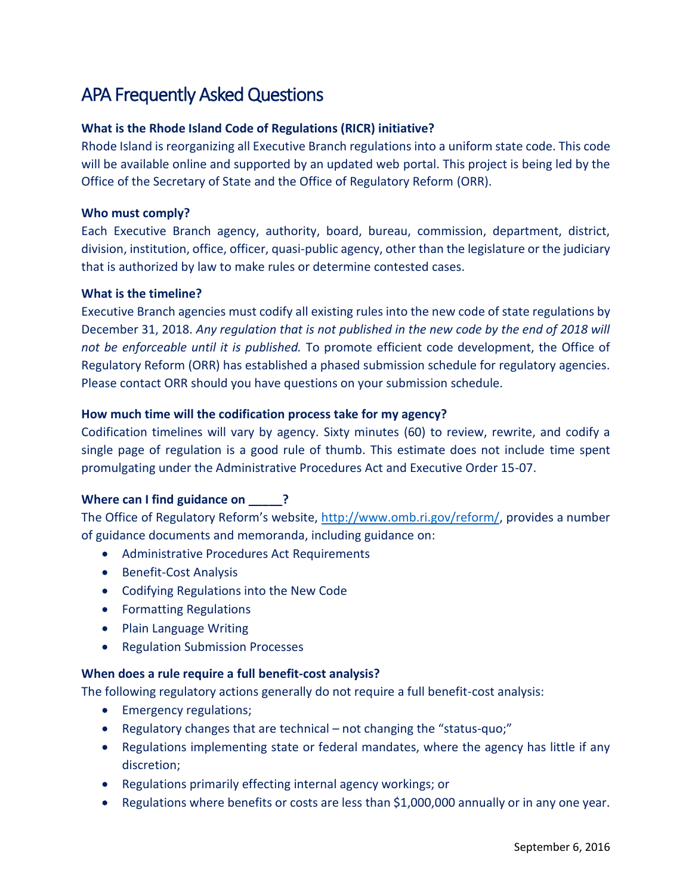# APA Frequently Asked Questions

**What is the Rhode Island Code of Regulations (RICR) initiative?**

Rhode Island is reorganizing all Executive Branch regulations into a uniform state code. This code will be available online and supported by an updated web portal. This project is being led by the Office of the Secretary of State and the Office of Regulatory Reform (ORR).

**Who must comply?**

Each Executive Branch agency, authority, board, bureau, commission, department, district, division, institution, office, officer, quasi-public agency, other than the legislature or the judiciary that is authorized by law to make rules or determine contested cases.

**What is the timeline?**

Executive Branch agencies must codify all existing rules into the new code of state regulations by December 31, 2018. *Any regulation that is not published in the new code by the end of 2018 will not be enforceable until it is published.* To promote efficient code development, the Office of Regulatory Reform (ORR) has established a phased submission schedule for regulatory agencies. Please contact ORR should you have questions on your submission schedule.

**How much time will the codification process take for my agency?**

Codification timelines will vary by agency. Sixty minutes (60) to review, rewrite, and codify a single page of regulation is a good rule of thumb. This estimate does not include time spent promulgating under the Administrative Procedures Act and Executive Order 15-07.

**Where can I find guidance on _____?**

The Office of Regulatory Reform's website, [http://www.omb.ri.gov/reform/](http://www.omb.ri.gov/reform/), provides a number of guidance documents and memoranda, including guidance on:

- Administrative Procedures Act Requirements
- Benefit-Cost Analysis
- Codifying Regulations into the New Code
- Formatting Regulations
- Plain Language Writing
- Regulation Submission Processes

**When does a rule require a full benefit-cost analysis?**

The following regulatory actions generally do not require a full benefit-cost analysis:

- Emergency regulations;
- Regulatory changes that are technical – not changing the "status-quo;"
- Regulations implementing state or federal mandates, where the agency has little if any discretion;
- Regulations primarily effecting internal agency workings; or
- Regulations where benefits or costs are less than $1,000,000 annually or in any one year.

September 6, 2016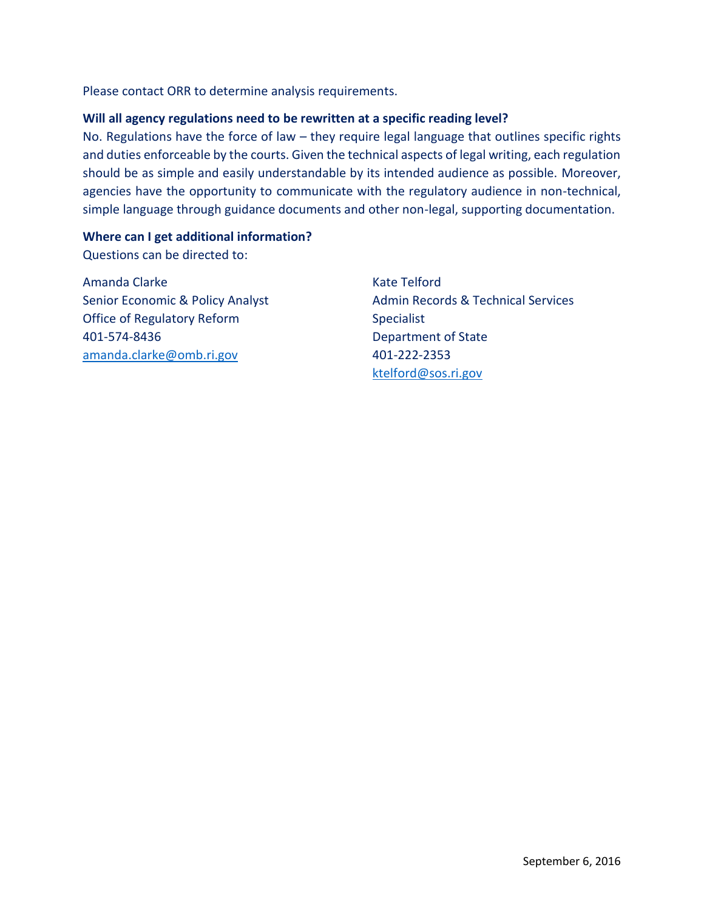Please contact ORR to determine analysis requirements.

**Will all agency regulations need to be rewritten at a specific reading level?**

No. Regulations have the force of law – they require legal language that outlines specific rights and duties enforceable by the courts. Given the technical aspects of legal writing, each regulation should be as simple and easily understandable by its intended audience as possible. Moreover, agencies have the opportunity to communicate with the regulatory audience in non-technical, simple language through guidance documents and other non-legal, supporting documentation.

**Where can I get additional information?**

Questions can be directed to:

Amanda Clarke
Senior Economic & Policy Analyst
Office of Regulatory Reform
401-574-8436
amanda.clarke@omb.ri.gov

Kate Telford
Admin Records & Technical Services Specialist
Department of State
401-222-2353
ktelford@sos.ri.gov

September 6, 2016